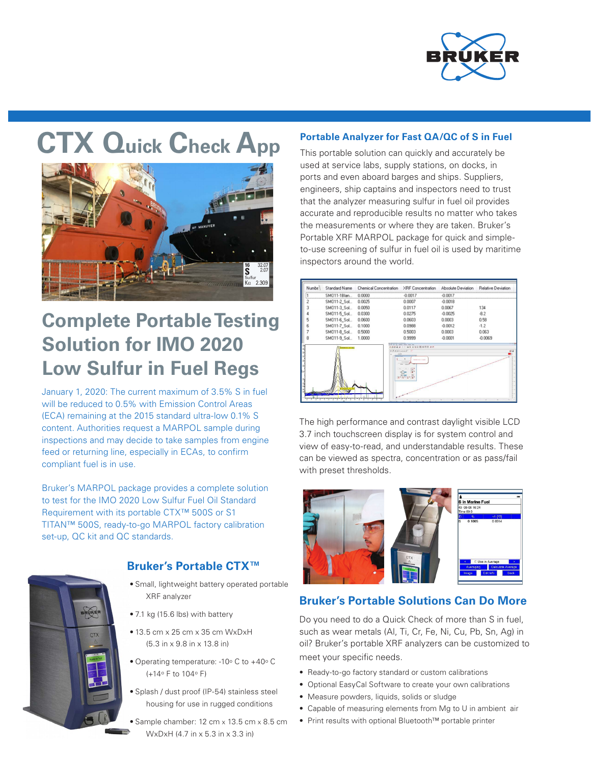# CTX Quick Check App

## Complete Portable Testing Solution for IMO 2020 Low Sulfur in Fuel Regs

January 1, 2020: The current maximum of 3.5% S in fuel will be reduced to 0.5% with Emission Control Areas (ECA) remaining at the 2015 standard ultra-low 0.1% S content. Authorities request a MARPOL sample during inspections and may decide to take samples from engine feed or returning line, especially in ECAs, to confirm compliant fuel is in use.

Bruker's MARPOL package provides a complete solution to test for the IMO 2020 Low Sulfur Fuel Oil Standard Requirement with its portable CTX™ 500S or S1 TITAN™ 500S, ready-to-go MARPOL factory calibration set-up, QC kit and QC standards.

### Bruker's Portable CTX™

- Small, lightweight battery operated portable XRF analyzer
- 7.1 kg (15.6 lbs) with battery
- 13.5 cm x 25 cm x 35 cm WxDxH (5.3 in x 9.8 in x 13.8 in)
- Operating temperature: -10° C to +40° C (+14° F to 104° F)
- Splash / dust proof (IP-54) stainless steel housing for use in rugged conditions
- Sample chamber: 12 cm x 13.5 cm x 8.5 cm WxDxH (4.7 in x 5.3 in x 3.3 in)

### Portable Analyzer for Fast QA/QC of S in Fuel

This portable solution can quickly and accurately be used at service labs, supply stations, on docks, in ports and even aboard barges and ships. Suppliers, engineers, ship captains and inspectors need to trust that the analyzer measuring sulfur in fuel oil provides accurate and reproducible results no matter who takes the measurements or where they are taken. Bruker's Portable XRF MARPOL package for quick and simple-to-use screening of sulfur in fuel oil is used by maritime inspectors around the world.

| Number | Standard Name | Chemical Concentration | XRF Concentration | Absolute Deviation | Relative Deviation |
|---|---|---|---|---|---|
| 1 | SM011-1Blan... | 0.0000 | -0.0017 | -0.0017 | |
| 2 | SM011-2_Sol... | 0.0025 | 0.0007 | -0.0018 | |
| 3 | SM011-3_Sol... | 0.0050 | 0.0117 | 0.0067 | 134 |
| 4 | SM011-5_Sol... | 0.0300 | 0.0275 | -0.0025 | -8.2 |
| 5 | SM011-6_Sol... | 0.0600 | 0.0603 | 0.0003 | 0.58 |
| 6 | SM011-7_Sol... | 0.1000 | 0.0988 | -0.0012 | -1.2 |
| 7 | SM011-8_Sol... | 0.5000 | 0.5003 | 0.0003 | 0.063 |
| 8 | SM011-9_Sol... | 1.0000 | 0.9999 | -0.0001 | -0.0069 |

The high performance and contrast daylight visible LCD 3.7 inch touchscreen display is for system control and view of easy-to-read, and understandable results. These can be viewed as spectra, concentration or as pass/fail with preset thresholds.

### Bruker's Portable Solutions Can Do More

Do you need to do a Quick Check of more than S in fuel, such as wear metals (Al, Ti, Cr, Fe, Ni, Cu, Pb, Sn, Ag) in oil? Bruker's portable XRF analyzers can be customized to meet your specific needs.

- Ready-to-go factory standard or custom calibrations
- Optional EasyCal Software to create your own calibrations
- Measure powders, liquids, solids or sludge
- Capable of measuring elements from Mg to U in ambient air
- Print results with optional Bluetooth™ portable printer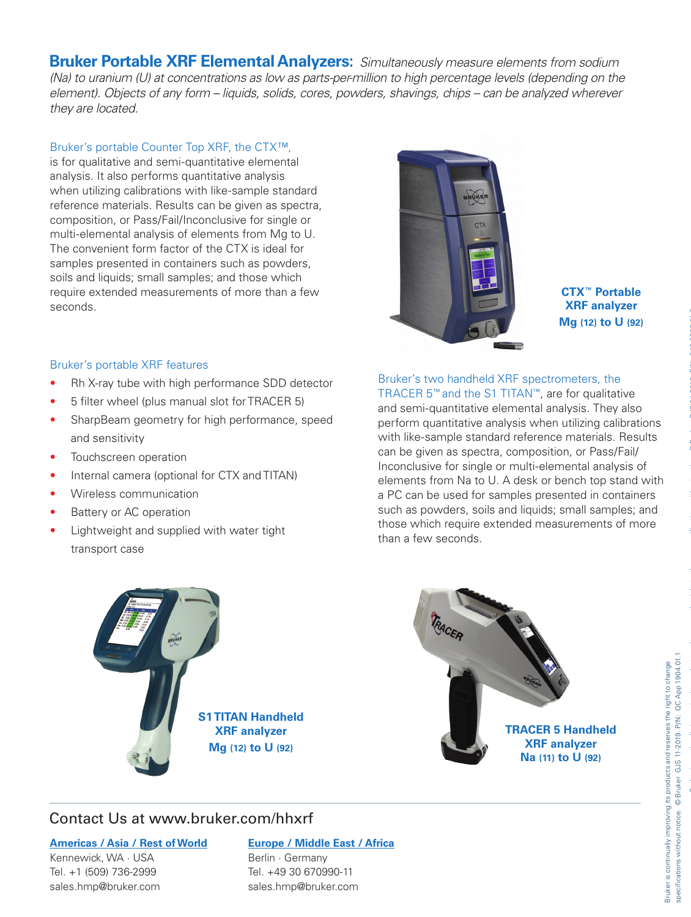## Bruker Portable XRF Elemental Analyzers: *Simultaneously measure elements from sodium (Na) to uranium (U) at concentrations as low as parts-per-million to high percentage levels (depending on the element). Objects of any form – liquids, solids, cores, powders, shavings, chips – can be analyzed wherever they are located.*

Bruker's portable Counter Top XRF, the CTX™, is for qualitative and semi-quantitative elemental analysis. It also performs quantitative analysis when utilizing calibrations with like-sample standard reference materials. Results can be given as spectra, composition, or Pass/Fail/Inconclusive for single or multi-elemental analysis of elements from Mg to U. The convenient form factor of the CTX is ideal for samples presented in containers such as powders, soils and liquids; small samples; and those which require extended measurements of more than a few seconds.

**CTX™ Portable XRF analyzer**
**Mg (12) to U (92)**

Bruker's portable XRF features

- Rh X-ray tube with high performance SDD detector
- 5 filter wheel (plus manual slot for TRACER 5)
- SharpBeam geometry for high performance, speed and sensitivity
- Touchscreen operation
- Internal camera (optional for CTX and TITAN)
- Wireless communication
- Battery or AC operation
- Lightweight and supplied with water tight transport case

Bruker's two handheld XRF spectrometers, the TRACER 5™ and the S1 TITAN™, are for qualitative and semi-quantitative elemental analysis. They also perform quantitative analysis when utilizing calibrations with like-sample standard reference materials. Results can be given as spectra, composition, or Pass/Fail/Inconclusive for single or multi-elemental analysis of elements from Na to U. A desk or bench top stand with a PC can be used for samples presented in containers such as powders, soils and liquids; small samples; and those which require extended measurements of more than a few seconds.

**S1 TITAN Handheld XRF analyzer**
**Mg (12) to U (92)**

**TRACER 5 Handheld XRF analyzer**
**Na (11) to U (92)**

## Contact Us at www.bruker.com/hhxrf

**Americas / Asia / Rest of World**
Kennewick, WA · USA
Tel. +1 (509) 736-2999
sales.hmp@bruker.com

**Europe / Middle East / Africa**
Berlin · Germany
Tel. +49 30 670990-11
sales.hmp@bruker.com

Bruker is continually improving its products and reserves the right to change specifications without notice. © Bruker GJS 11-2019. P/N: QC App 1904.01.1